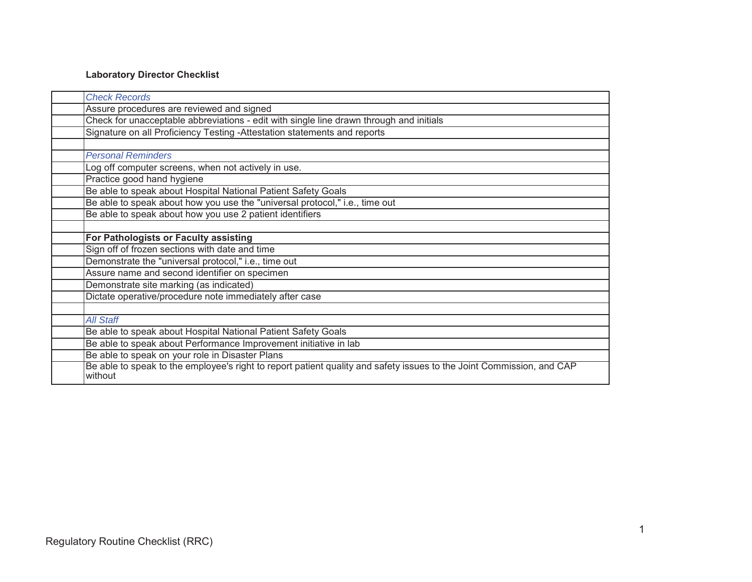**Laboratory Director Checklist**

| | |
|---|---|
| | *Check Records* |
| | Assure procedures are reviewed and signed |
| | Check for unacceptable abbreviations - edit with single line drawn through and initials |
| | Signature on all Proficiency Testing -Attestation statements and reports |
| | |
| | *Personal Reminders* |
| | Log off computer screens, when not actively in use. |
| | Practice good hand hygiene |
| | Be able to speak about Hospital National Patient Safety Goals |
| | Be able to speak about how you use the "universal protocol," i.e., time out |
| | Be able to speak about how you use 2 patient identifiers |
| | |
| | **For Pathologists or Faculty assisting** |
| | Sign off of frozen sections with date and time |
| | Demonstrate the "universal protocol," i.e., time out |
| | Assure name and second identifier on specimen |
| | Demonstrate site marking (as indicated) |
| | Dictate operative/procedure note immediately after case |
| | |
| | *All Staff* |
| | Be able to speak about Hospital National Patient Safety Goals |
| | Be able to speak about Performance Improvement initiative in lab |
| | Be able to speak on your role in Disaster Plans |
| | Be able to speak to the employee's right to report patient quality and safety issues to the Joint Commission, and CAP without |

Regulatory Routine Checklist (RRC)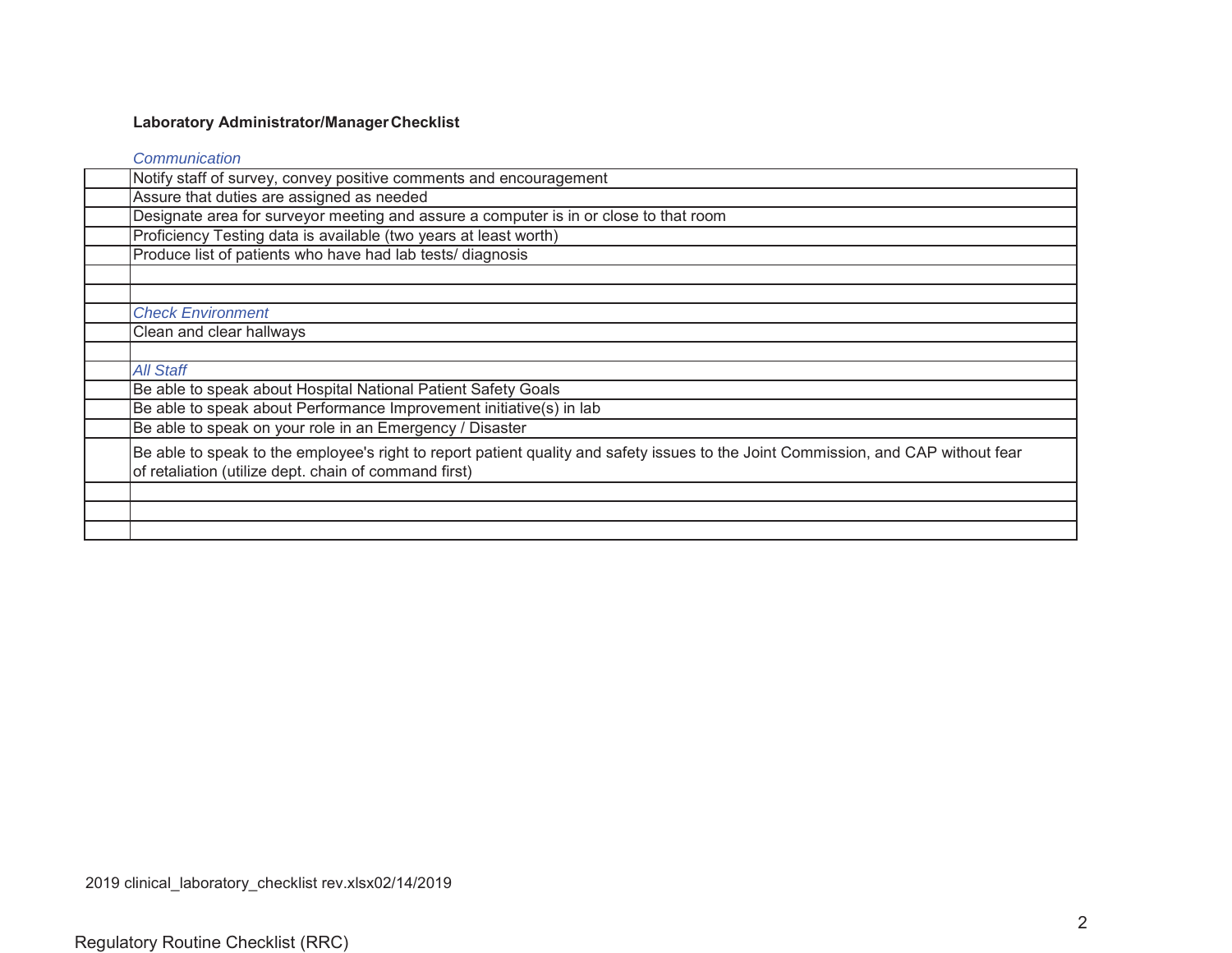**Laboratory Administrator/Manager Checklist**

| | *Communication* |
|---|---|
| | Notify staff of survey, convey positive comments and encouragement |
| | Assure that duties are assigned as needed |
| | Designate area for surveyor meeting and assure a computer is in or close to that room |
| | Proficiency Testing data is available (two years at least worth) |
| | Produce list of patients who have had lab tests/ diagnosis |
| | |
| | |
| | *Check Environment* |
| | Clean and clear hallways |
| | |
| | *All Staff* |
| | Be able to speak about Hospital National Patient Safety Goals |
| | Be able to speak about Performance Improvement initiative(s) in lab |
| | Be able to speak on your role in an Emergency / Disaster |
| | Be able to speak to the employee's right to report patient quality and safety issues to the Joint Commission, and CAP without fear of retaliation (utilize dept. chain of command first) |
| | |
| | |
| | |

2019 clinical_laboratory_checklist rev.xlsx02/14/2019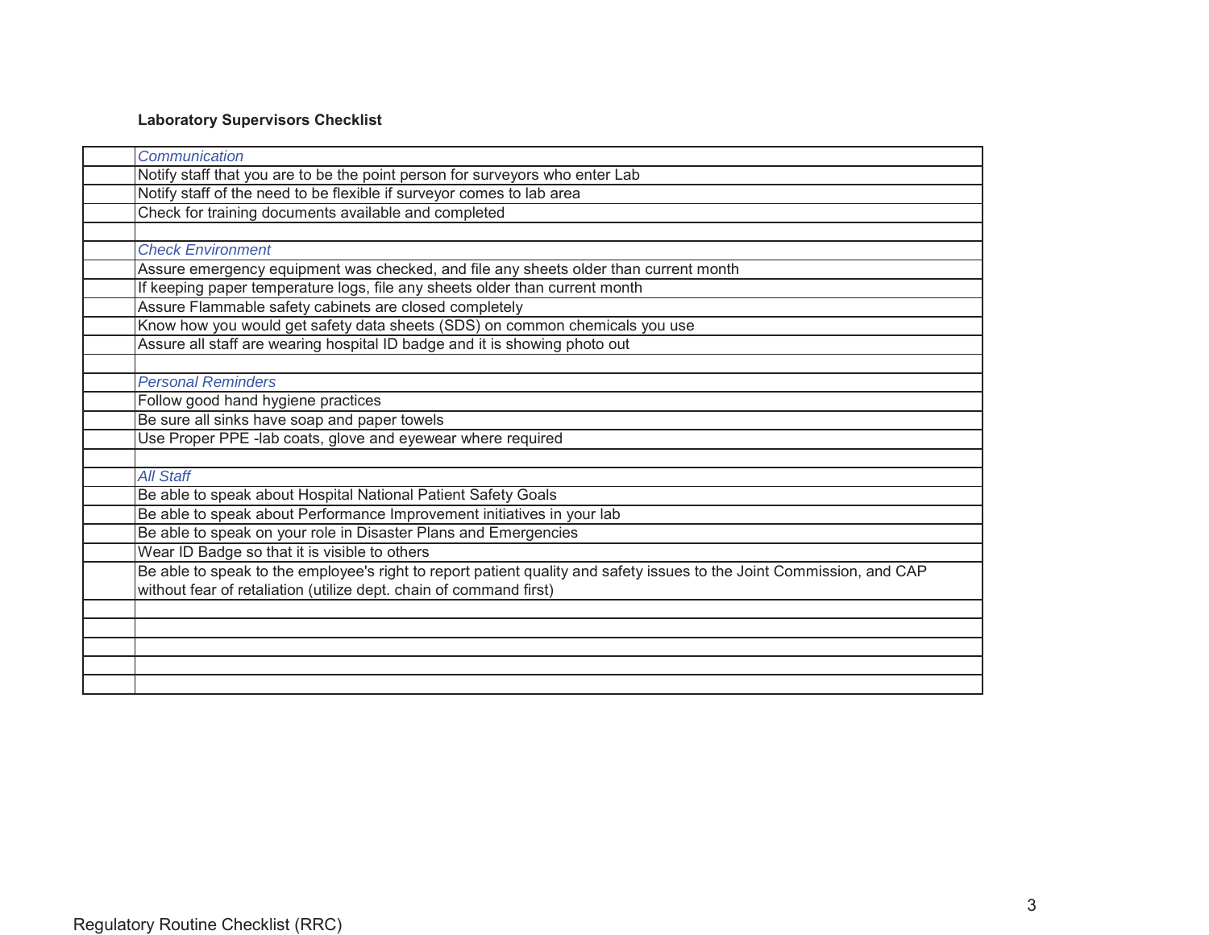**Laboratory Supervisors Checklist**

| | |
|---|---|
| | *Communication* |
| | Notify staff that you are to be the point person for surveyors who enter Lab |
| | Notify staff of the need to be flexible if surveyor comes to lab area |
| | Check for training documents available and completed |
| | |
| | *Check Environment* |
| | Assure emergency equipment was checked, and file any sheets older than current month |
| | If keeping paper temperature logs, file any sheets older than current month |
| | Assure Flammable safety cabinets are closed completely |
| | Know how you would get safety data sheets (SDS) on common chemicals you use |
| | Assure all staff are wearing hospital ID badge and it is showing photo out |
| | |
| | *Personal Reminders* |
| | Follow good hand hygiene practices |
| | Be sure all sinks have soap and paper towels |
| | Use Proper PPE -lab coats, glove and eyewear where required |
| | |
| | *All Staff* |
| | Be able to speak about Hospital National Patient Safety Goals |
| | Be able to speak about Performance Improvement initiatives in your lab |
| | Be able to speak on your role in Disaster Plans and Emergencies |
| | Wear ID Badge so that it is visible to others |
| | Be able to speak to the employee's right to report patient quality and safety issues to the Joint Commission, and CAP without fear of retaliation (utilize dept. chain of command first) |
| | |
| | |
| | |
| | |
| | |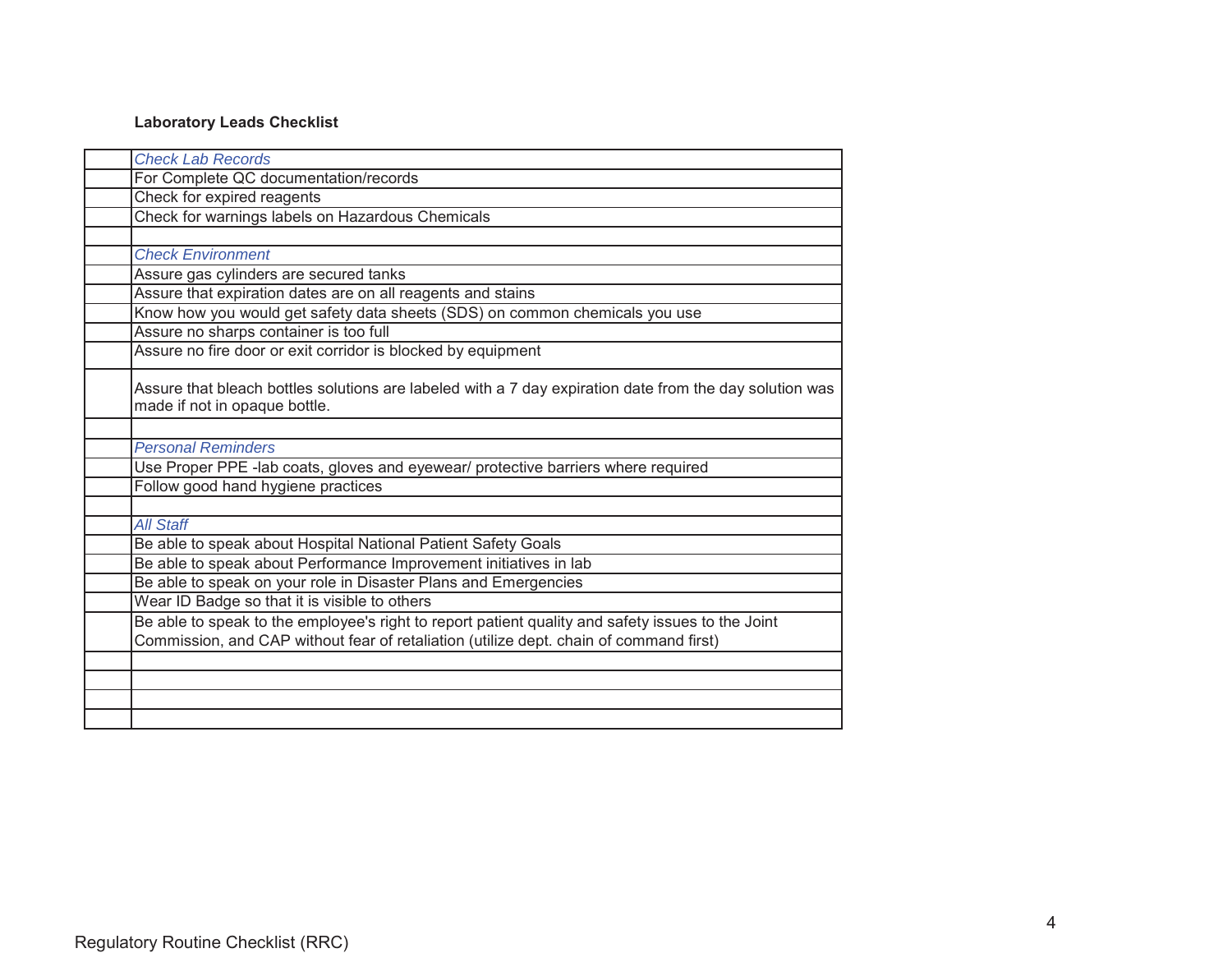**Laboratory Leads Checklist**

| | |
|---|---|
| | *Check Lab Records* |
| | For Complete QC documentation/records |
| | Check for expired reagents |
| | Check for warnings labels on Hazardous Chemicals |
| | |
| | *Check Environment* |
| | Assure gas cylinders are secured tanks |
| | Assure that expiration dates are on all reagents and stains |
| | Know how you would get safety data sheets (SDS) on common chemicals you use |
| | Assure no sharps container is too full |
| | Assure no fire door or exit corridor is blocked by equipment |
| | Assure that bleach bottles solutions are labeled with a 7 day expiration date from the day solution was made if not in opaque bottle. |
| | |
| | *Personal Reminders* |
| | Use Proper PPE -lab coats, gloves and eyewear/ protective barriers where required |
| | Follow good hand hygiene practices |
| | |
| | *All Staff* |
| | Be able to speak about Hospital National Patient Safety Goals |
| | Be able to speak about Performance Improvement initiatives in lab |
| | Be able to speak on your role in Disaster Plans and Emergencies |
| | Wear ID Badge so that it is visible to others |
| | Be able to speak to the employee's right to report patient quality and safety issues to the Joint Commission, and CAP without fear of retaliation (utilize dept. chain of command first) |
| | |
| | |
| | |
| | |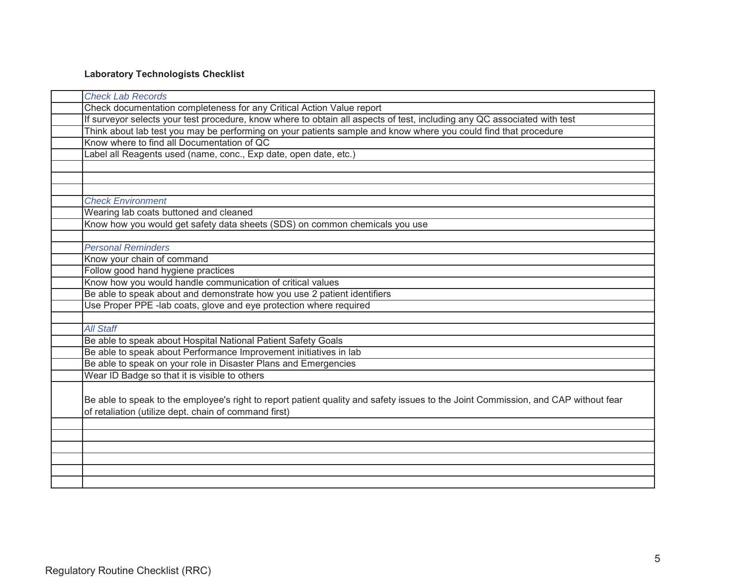**Laboratory Technologists Checklist**

| | |
|---|---|
| | *Check Lab Records* |
| | Check documentation completeness for any Critical Action Value report |
| | If surveyor selects your test procedure, know where to obtain all aspects of test, including any QC associated with test |
| | Think about lab test you may be performing on your patients sample and know where you could find that procedure |
| | Know where to find all Documentation of QC |
| | Label all Reagents used (name, conc., Exp date, open date, etc.) |
| | |
| | |
| | |
| | *Check Environment* |
| | Wearing lab coats buttoned and cleaned |
| | Know how you would get safety data sheets (SDS) on common chemicals you use |
| | |
| | *Personal Reminders* |
| | Know your chain of command |
| | Follow good hand hygiene practices |
| | Know how you would handle communication of critical values |
| | Be able to speak about and demonstrate how you use 2 patient identifiers |
| | Use Proper PPE -lab coats, glove and eye protection where required |
| | |
| | *All Staff* |
| | Be able to speak about Hospital National Patient Safety Goals |
| | Be able to speak about Performance Improvement initiatives in lab |
| | Be able to speak on your role in Disaster Plans and Emergencies |
| | Wear ID Badge so that it is visible to others |
| | Be able to speak to the employee's right to report patient quality and safety issues to the Joint Commission, and CAP without fear of retaliation (utilize dept. chain of command first) |
| | |
| | |
| | |
| | |
| | |
| | |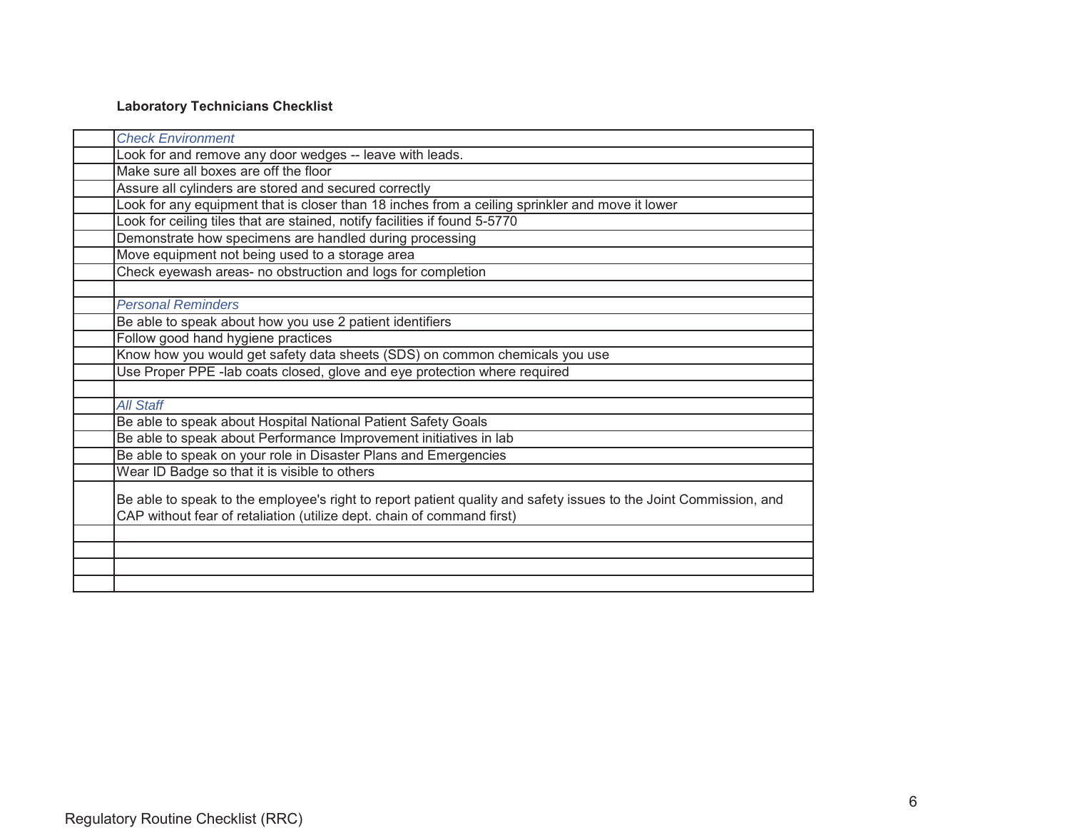**Laboratory Technicians Checklist**

| | |
|---|---|
| | *Check Environment* |
| | Look for and remove any door wedges -- leave with leads. |
| | Make sure all boxes are off the floor |
| | Assure all cylinders are stored and secured correctly |
| | Look for any equipment that is closer than 18 inches from a ceiling sprinkler and move it lower |
| | Look for ceiling tiles that are stained, notify facilities if found 5-5770 |
| | Demonstrate how specimens are handled during processing |
| | Move equipment not being used to a storage area |
| | Check eyewash areas- no obstruction and logs for completion |
| | |
| | *Personal Reminders* |
| | Be able to speak about how you use 2 patient identifiers |
| | Follow good hand hygiene practices |
| | Know how you would get safety data sheets (SDS) on common chemicals you use |
| | Use Proper PPE -lab coats closed, glove and eye protection where required |
| | |
| | *All Staff* |
| | Be able to speak about Hospital National Patient Safety Goals |
| | Be able to speak about Performance Improvement initiatives in lab |
| | Be able to speak on your role in Disaster Plans and Emergencies |
| | Wear ID Badge so that it is visible to others |
| | Be able to speak to the employee's right to report patient quality and safety issues to the Joint Commission, and CAP without fear of retaliation (utilize dept. chain of command first) |
| | |
| | |
| | |
| | |

Regulatory Routine Checklist (RRC)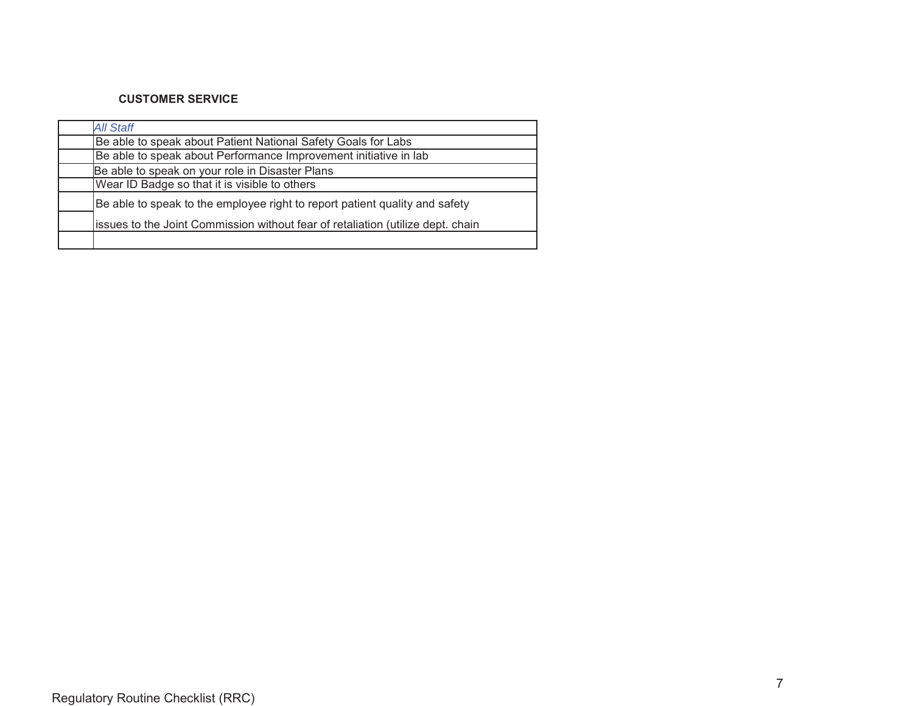**CUSTOMER SERVICE**

| | *All Staff* |
|---|---|
| | Be able to speak about Patient National Safety Goals for Labs |
| | Be able to speak about Performance Improvement initiative in lab |
| | Be able to speak on your role in Disaster Plans |
| | Wear ID Badge so that it is visible to others |
| | Be able to speak to the employee right to report patient quality and safety issues to the Joint Commission without fear of retaliation (utilize dept. chain |
| | |

Regulatory Routine Checklist (RRC)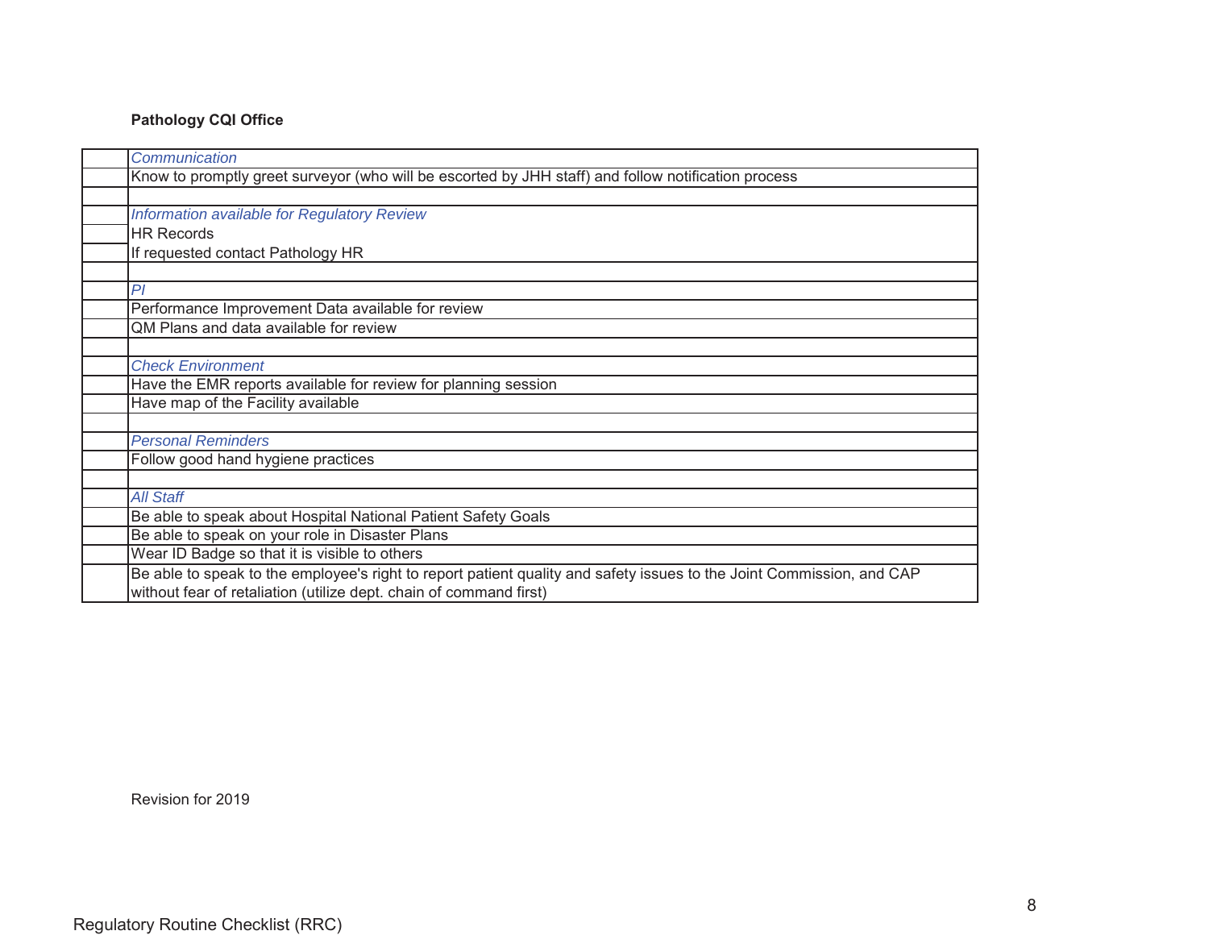**Pathology CQI Office**

| | |
|---|---|
| | *Communication* |
| | Know to promptly greet surveyor (who will be escorted by JHH staff) and follow notification process |
| | |
| | *Information available for Regulatory Review* |
| | HR Records |
| | If requested contact Pathology HR |
| | |
| | *PI* |
| | Performance Improvement Data available for review |
| | QM Plans and data available for review |
| | |
| | *Check Environment* |
| | Have the EMR reports available for review for planning session |
| | Have map of the Facility available |
| | |
| | *Personal Reminders* |
| | Follow good hand hygiene practices |
| | |
| | *All Staff* |
| | Be able to speak about Hospital National Patient Safety Goals |
| | Be able to speak on your role in Disaster Plans |
| | Wear ID Badge so that it is visible to others |
| | Be able to speak to the employee's right to report patient quality and safety issues to the Joint Commission, and CAP without fear of retaliation (utilize dept. chain of command first) |

Revision for 2019